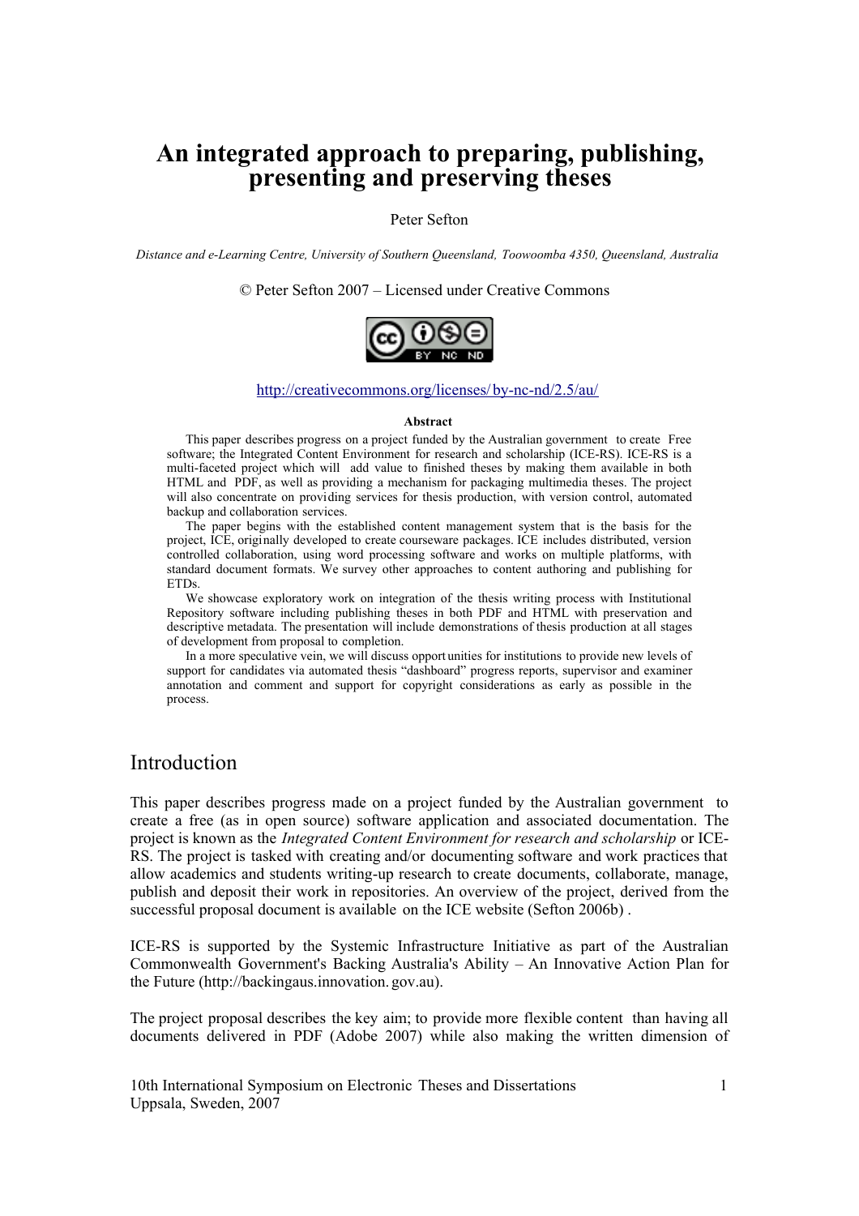# An integrated approach to preparing, publishing, presenting and preserving theses

Peter Sefton

*Distance and e-Learning Centre, University of Southern Queensland, Toowoomba 4350, Queensland, Australia*

© Peter Sefton 2007 – Licensed under Creative Commons

http://creativecommons.org/licenses/by-nc-nd/2.5/au/

**Abstract**

This paper describes progress on a project funded by the Australian government to create Free software; the Integrated Content Environment for research and scholarship (ICE-RS). ICE-RS is a multi-faceted project which will add value to finished theses by making them available in both HTML and PDF, as well as providing a mechanism for packaging multimedia theses. The project will also concentrate on providing services for thesis production, with version control, automated backup and collaboration services.

The paper begins with the established content management system that is the basis for the project, ICE, originally developed to create courseware packages. ICE includes distributed, version controlled collaboration, using word processing software and works on multiple platforms, with standard document formats. We survey other approaches to content authoring and publishing for ETDs.

We showcase exploratory work on integration of the thesis writing process with Institutional Repository software including publishing theses in both PDF and HTML with preservation and descriptive metadata. The presentation will include demonstrations of thesis production at all stages of development from proposal to completion.

In a more speculative vein, we will discuss opportunities for institutions to provide new levels of support for candidates via automated thesis "dashboard" progress reports, supervisor and examiner annotation and comment and support for copyright considerations as early as possible in the process.

## Introduction

This paper describes progress made on a project funded by the Australian government to create a free (as in open source) software application and associated documentation. The project is known as the *Integrated Content Environment for research and scholarship* or ICE-RS. The project is tasked with creating and/or documenting software and work practices that allow academics and students writing-up research to create documents, collaborate, manage, publish and deposit their work in repositories. An overview of the project, derived from the successful proposal document is available on the ICE website (Sefton 2006b) .

ICE-RS is supported by the Systemic Infrastructure Initiative as part of the Australian Commonwealth Government's Backing Australia's Ability – An Innovative Action Plan for the Future (http://backingaus.innovation.gov.au).

The project proposal describes the key aim; to provide more flexible content than having all documents delivered in PDF (Adobe 2007) while also making the written dimension of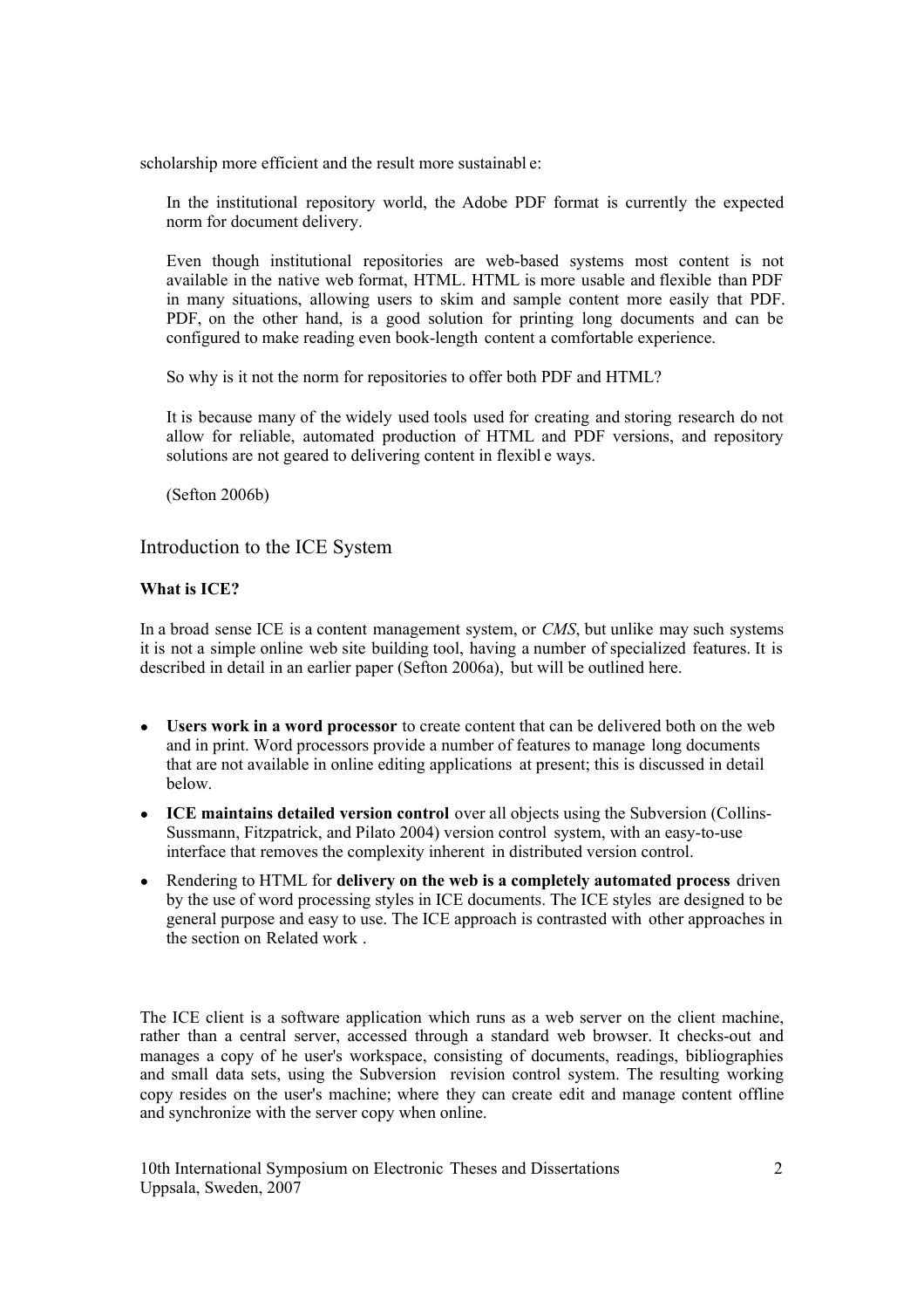scholarship more efficient and the result more sustainable:

> In the institutional repository world, the Adobe PDF format is currently the expected norm for document delivery.
>
> Even though institutional repositories are web-based systems most content is not available in the native web format, HTML. HTML is more usable and flexible than PDF in many situations, allowing users to skim and sample content more easily that PDF. PDF, on the other hand, is a good solution for printing long documents and can be configured to make reading even book-length content a comfortable experience.
>
> So why is it not the norm for repositories to offer both PDF and HTML?
>
> It is because many of the widely used tools used for creating and storing research do not allow for reliable, automated production of HTML and PDF versions, and repository solutions are not geared to delivering content in flexible ways.
>
> (Sefton 2006b)

## Introduction to the ICE System

### What is ICE?

In a broad sense ICE is a content management system, or *CMS*, but unlike may such systems it is not a simple online web site building tool, having a number of specialized features. It is described in detail in an earlier paper (Sefton 2006a), but will be outlined here.

- **Users work in a word processor** to create content that can be delivered both on the web and in print. Word processors provide a number of features to manage long documents that are not available in online editing applications at present; this is discussed in detail below.
- **ICE maintains detailed version control** over all objects using the Subversion (Collins-Sussmann, Fitzpatrick, and Pilato 2004) version control system, with an easy-to-use interface that removes the complexity inherent in distributed version control.
- Rendering to HTML for **delivery on the web is a completely automated process** driven by the use of word processing styles in ICE documents. The ICE styles are designed to be general purpose and easy to use. The ICE approach is contrasted with other approaches in the section on Related work .

The ICE client is a software application which runs as a web server on the client machine, rather than a central server, accessed through a standard web browser. It checks-out and manages a copy of he user's workspace, consisting of documents, readings, bibliographies and small data sets, using the Subversion revision control system. The resulting working copy resides on the user's machine; where they can create edit and manage content offline and synchronize with the server copy when online.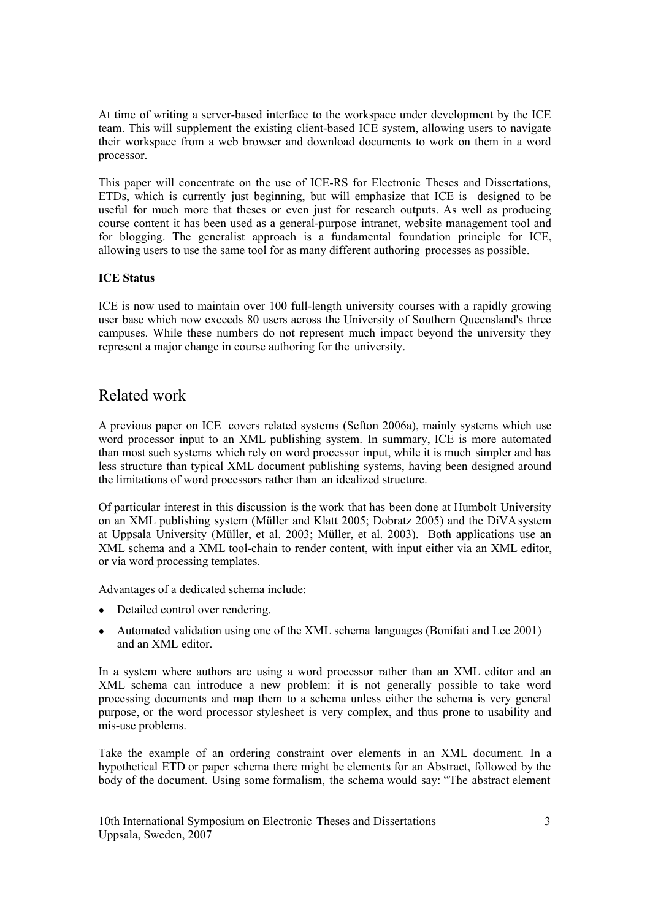At time of writing a server-based interface to the workspace under development by the ICE team. This will supplement the existing client-based ICE system, allowing users to navigate their workspace from a web browser and download documents to work on them in a word processor.

This paper will concentrate on the use of ICE-RS for Electronic Theses and Dissertations, ETDs, which is currently just beginning, but will emphasize that ICE is designed to be useful for much more that theses or even just for research outputs. As well as producing course content it has been used as a general-purpose intranet, website management tool and for blogging. The generalist approach is a fundamental foundation principle for ICE, allowing users to use the same tool for as many different authoring processes as possible.

**ICE Status**

ICE is now used to maintain over 100 full-length university courses with a rapidly growing user base which now exceeds 80 users across the University of Southern Queensland's three campuses. While these numbers do not represent much impact beyond the university they represent a major change in course authoring for the university.

## Related work

A previous paper on ICE covers related systems (Sefton 2006a), mainly systems which use word processor input to an XML publishing system. In summary, ICE is more automated than most such systems which rely on word processor input, while it is much simpler and has less structure than typical XML document publishing systems, having been designed around the limitations of word processors rather than an idealized structure.

Of particular interest in this discussion is the work that has been done at Humbolt University on an XML publishing system (Müller and Klatt 2005; Dobratz 2005) and the DiVA system at Uppsala University (Müller, et al. 2003; Müller, et al. 2003). Both applications use an XML schema and a XML tool-chain to render content, with input either via an XML editor, or via word processing templates.

Advantages of a dedicated schema include:

- Detailed control over rendering.
- Automated validation using one of the XML schema languages (Bonifati and Lee 2001) and an XML editor.

In a system where authors are using a word processor rather than an XML editor and an XML schema can introduce a new problem: it is not generally possible to take word processing documents and map them to a schema unless either the schema is very general purpose, or the word processor stylesheet is very complex, and thus prone to usability and mis-use problems.

Take the example of an ordering constraint over elements in an XML document. In a hypothetical ETD or paper schema there might be elements for an Abstract, followed by the body of the document. Using some formalism, the schema would say: "The abstract element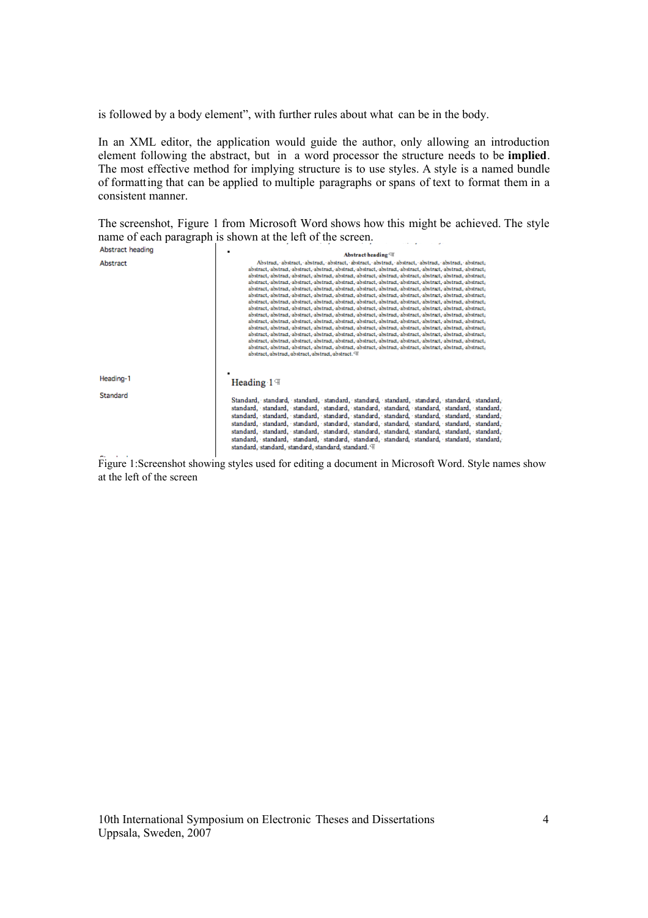is followed by a body element", with further rules about what can be in the body.

In an XML editor, the application would guide the author, only allowing an introduction element following the abstract, but in a word processor the structure needs to be **implied**. The most effective method for implying structure is to use styles. A style is a named bundle of formatting that can be applied to multiple paragraphs or spans of text to format them in a consistent manner.

The screenshot, Figure 1 from Microsoft Word shows how this might be achieved. The style name of each paragraph is shown at the left of the screen.

Figure 1:Screenshot showing styles used for editing a document in Microsoft Word. Style names show at the left of the screen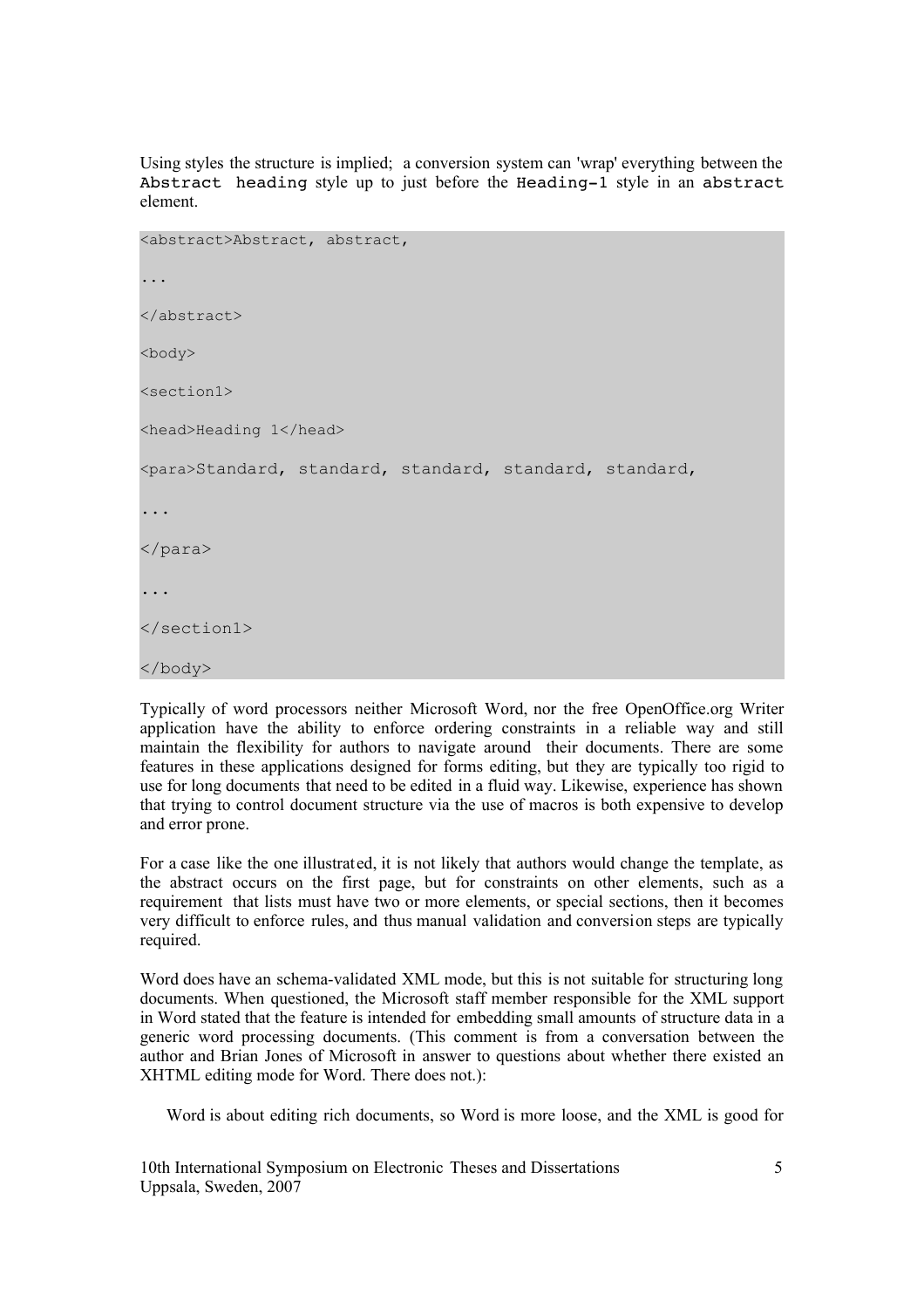Using styles the structure is implied; a conversion system can 'wrap' everything between the `Abstract heading` style up to just before the `Heading-1` style in an `abstract` element.

```
<abstract>Abstract, abstract,

...

</abstract>

<body>

<section1>

<head>Heading 1</head>

<para>Standard, standard, standard, standard, standard,

...

</para>

...

</section1>

</body>
```

Typically of word processors neither Microsoft Word, nor the free OpenOffice.org Writer application have the ability to enforce ordering constraints in a reliable way and still maintain the flexibility for authors to navigate around their documents. There are some features in these applications designed for forms editing, but they are typically too rigid to use for long documents that need to be edited in a fluid way. Likewise, experience has shown that trying to control document structure via the use of macros is both expensive to develop and error prone.

For a case like the one illustrated, it is not likely that authors would change the template, as the abstract occurs on the first page, but for constraints on other elements, such as a requirement that lists must have two or more elements, or special sections, then it becomes very difficult to enforce rules, and thus manual validation and conversion steps are typically required.

Word does have an schema-validated XML mode, but this is not suitable for structuring long documents. When questioned, the Microsoft staff member responsible for the XML support in Word stated that the feature is intended for embedding small amounts of structure data in a generic word processing documents. (This comment is from a conversation between the author and Brian Jones of Microsoft in answer to questions about whether there existed an XHTML editing mode for Word. There does not.):

> Word is about editing rich documents, so Word is more loose, and the XML is good for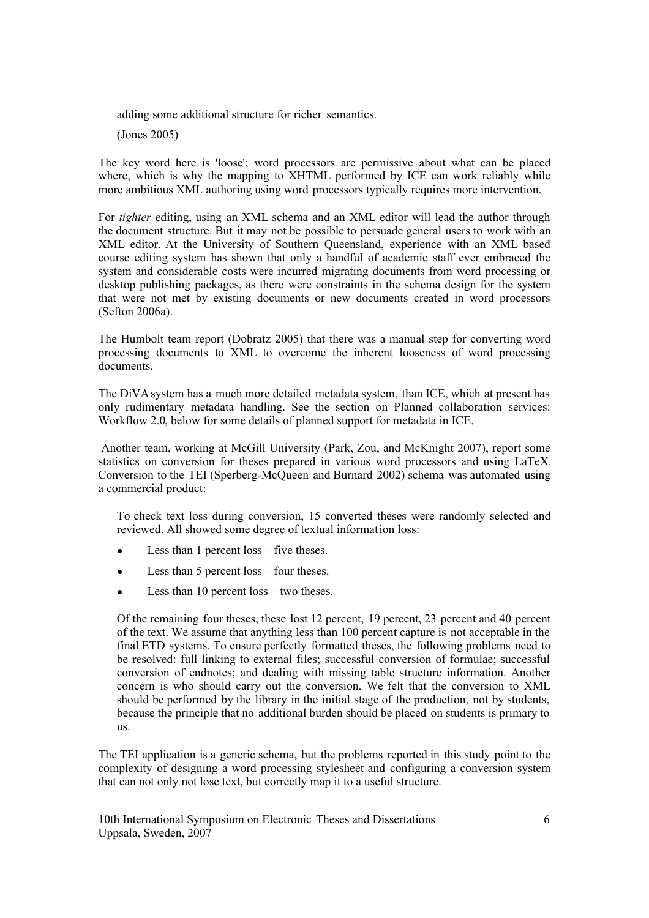> adding some additional structure for richer semantics.
>
> (Jones 2005)

The key word here is 'loose'; word processors are permissive about what can be placed where, which is why the mapping to XHTML performed by ICE can work reliably while more ambitious XML authoring using word processors typically requires more intervention.

For *tighter* editing, using an XML schema and an XML editor will lead the author through the document structure. But it may not be possible to persuade general users to work with an XML editor. At the University of Southern Queensland, experience with an XML based course editing system has shown that only a handful of academic staff ever embraced the system and considerable costs were incurred migrating documents from word processing or desktop publishing packages, as there were constraints in the schema design for the system that were not met by existing documents or new documents created in word processors (Sefton 2006a).

The Humbolt team report (Dobratz 2005) that there was a manual step for converting word processing documents to XML to overcome the inherent looseness of word processing documents.

The DiVA system has a much more detailed metadata system, than ICE, which at present has only rudimentary metadata handling. See the section on Planned collaboration services: Workflow 2.0, below for some details of planned support for metadata in ICE.

Another team, working at McGill University (Park, Zou, and McKnight 2007), report some statistics on conversion for theses prepared in various word processors and using LaTeX. Conversion to the TEI (Sperberg-McQueen and Burnard 2002) schema was automated using a commercial product:

> To check text loss during conversion, 15 converted theses were randomly selected and reviewed. All showed some degree of textual information loss:
>
> - Less than 1 percent loss – five theses.
> - Less than 5 percent loss – four theses.
> - Less than 10 percent loss – two theses.
>
> Of the remaining four theses, these lost 12 percent, 19 percent, 23 percent and 40 percent of the text. We assume that anything less than 100 percent capture is not acceptable in the final ETD systems. To ensure perfectly formatted theses, the following problems need to be resolved: full linking to external files; successful conversion of formulae; successful conversion of endnotes; and dealing with missing table structure information. Another concern is who should carry out the conversion. We felt that the conversion to XML should be performed by the library in the initial stage of the production, not by students, because the principle that no additional burden should be placed on students is primary to us.

The TEI application is a generic schema, but the problems reported in this study point to the complexity of designing a word processing stylesheet and configuring a conversion system that can not only not lose text, but correctly map it to a useful structure.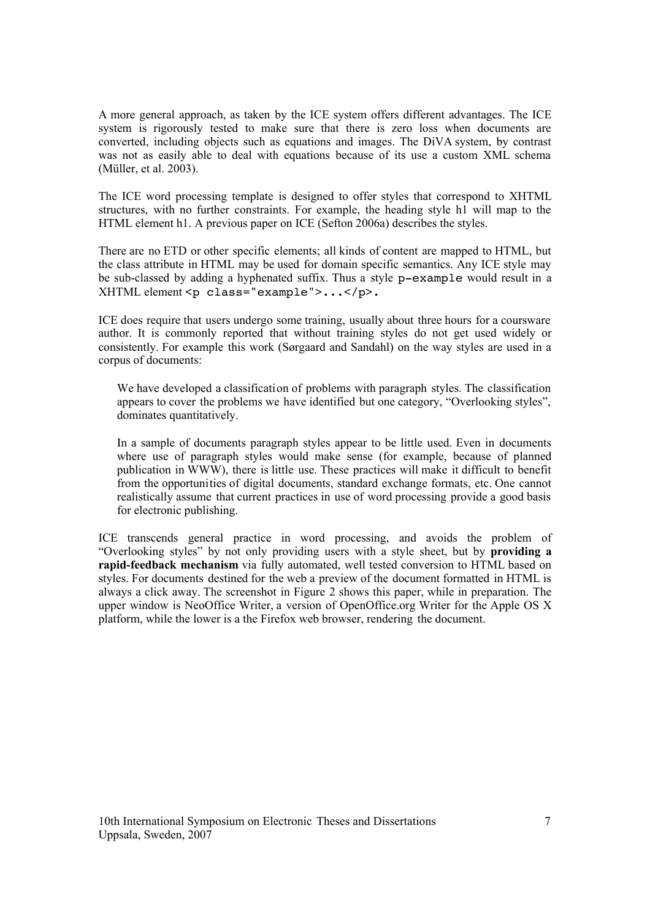A more general approach, as taken by the ICE system offers different advantages. The ICE system is rigorously tested to make sure that there is zero loss when documents are converted, including objects such as equations and images. The DiVA system, by contrast was not as easily able to deal with equations because of its use a custom XML schema (Müller, et al. 2003).

The ICE word processing template is designed to offer styles that correspond to XHTML structures, with no further constraints. For example, the heading style h1 will map to the HTML element h1. A previous paper on ICE (Sefton 2006a) describes the styles.

There are no ETD or other specific elements; all kinds of content are mapped to HTML, but the class attribute in HTML may be used for domain specific semantics. Any ICE style may be sub-classed by adding a hyphenated suffix. Thus a style `p-example` would result in a XHTML element `<p class="example">...</p>.`

ICE does require that users undergo some training, usually about three hours for a courseware author. It is commonly reported that without training styles do not get used widely or consistently. For example this work (Sørgaard and Sandahl) on the way styles are used in a corpus of documents:

> We have developed a classification of problems with paragraph styles. The classification appears to cover the problems we have identified but one category, “Overlooking styles”, dominates quantitatively.
>
> In a sample of documents paragraph styles appear to be little used. Even in documents where use of paragraph styles would make sense (for example, because of planned publication in WWW), there is little use. These practices will make it difficult to benefit from the opportunities of digital documents, standard exchange formats, etc. One cannot realistically assume that current practices in use of word processing provide a good basis for electronic publishing.

ICE transcends general practice in word processing, and avoids the problem of “Overlooking styles” by not only providing users with a style sheet, but by **providing a rapid-feedback mechanism** via fully automated, well tested conversion to HTML based on styles. For documents destined for the web a preview of the document formatted in HTML is always a click away. The screenshot in Figure 2 shows this paper, while in preparation. The upper window is NeoOffice Writer, a version of OpenOffice.org Writer for the Apple OS X platform, while the lower is a the Firefox web browser, rendering the document.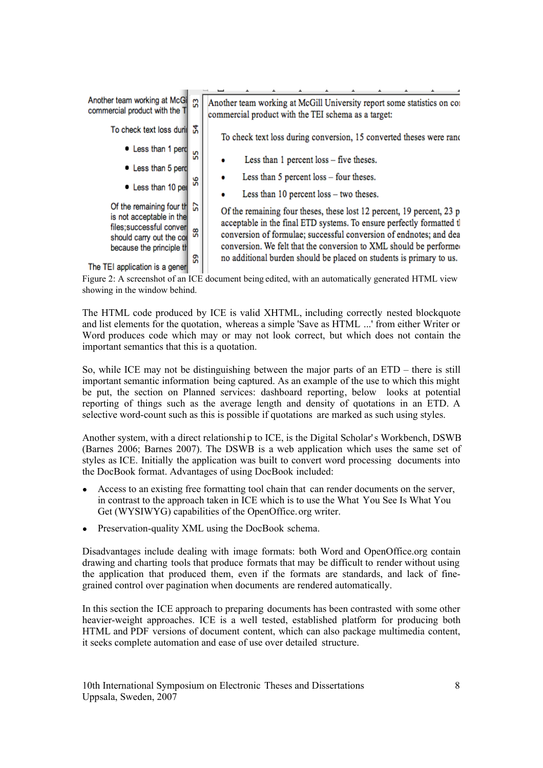Figure 2: A screenshot of an ICE document being edited, with an automatically generated HTML view showing in the window behind.

The HTML code produced by ICE is valid XHTML, including correctly nested blockquote and list elements for the quotation, whereas a simple 'Save as HTML ...' from either Writer or Word produces code which may or may not look correct, but which does not contain the important semantics that this is a quotation.

So, while ICE may not be distinguishing between the major parts of an ETD – there is still important semantic information being captured. As an example of the use to which this might be put, the section on Planned services: dashboard reporting, below looks at potential reporting of things such as the average length and density of quotations in an ETD. A selective word-count such as this is possible if quotations are marked as such using styles.

Another system, with a direct relationship to ICE, is the Digital Scholar's Workbench, DSWB (Barnes 2006; Barnes 2007). The DSWB is a web application which uses the same set of styles as ICE. Initially the application was built to convert word processing documents into the DocBook format. Advantages of using DocBook included:

- Access to an existing free formatting tool chain that can render documents on the server, in contrast to the approach taken in ICE which is to use the What You See Is What You Get (WYSIWYG) capabilities of the OpenOffice.org writer.
- Preservation-quality XML using the DocBook schema.

Disadvantages include dealing with image formats: both Word and OpenOffice.org contain drawing and charting tools that produce formats that may be difficult to render without using the application that produced them, even if the formats are standards, and lack of fine-grained control over pagination when documents are rendered automatically.

In this section the ICE approach to preparing documents has been contrasted with some other heavier-weight approaches. ICE is a well tested, established platform for producing both HTML and PDF versions of document content, which can also package multimedia content, it seeks complete automation and ease of use over detailed structure.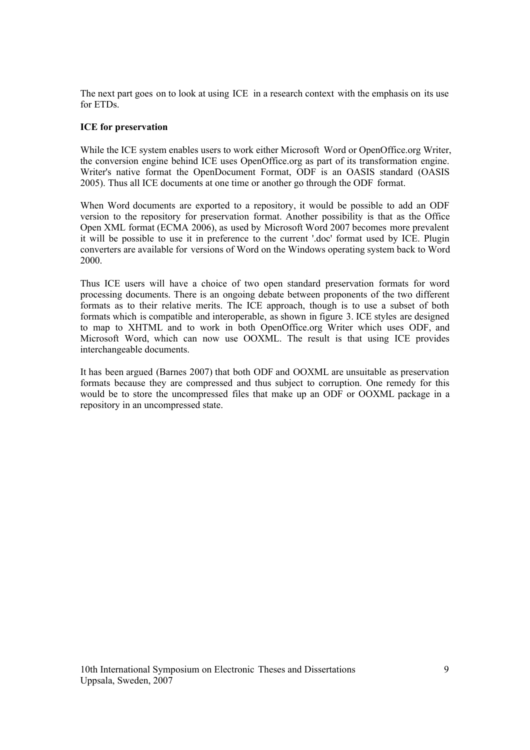The next part goes on to look at using ICE in a research context with the emphasis on its use for ETDs.

**ICE for preservation**

While the ICE system enables users to work either Microsoft Word or OpenOffice.org Writer, the conversion engine behind ICE uses OpenOffice.org as part of its transformation engine. Writer's native format the OpenDocument Format, ODF is an OASIS standard (OASIS 2005). Thus all ICE documents at one time or another go through the ODF format.

When Word documents are exported to a repository, it would be possible to add an ODF version to the repository for preservation format. Another possibility is that as the Office Open XML format (ECMA 2006), as used by Microsoft Word 2007 becomes more prevalent it will be possible to use it in preference to the current '.doc' format used by ICE. Plugin converters are available for versions of Word on the Windows operating system back to Word 2000.

Thus ICE users will have a choice of two open standard preservation formats for word processing documents. There is an ongoing debate between proponents of the two different formats as to their relative merits. The ICE approach, though is to use a subset of both formats which is compatible and interoperable, as shown in figure 3. ICE styles are designed to map to XHTML and to work in both OpenOffice.org Writer which uses ODF, and Microsoft Word, which can now use OOXML. The result is that using ICE provides interchangeable documents.

It has been argued (Barnes 2007) that both ODF and OOXML are unsuitable as preservation formats because they are compressed and thus subject to corruption. One remedy for this would be to store the uncompressed files that make up an ODF or OOXML package in a repository in an uncompressed state.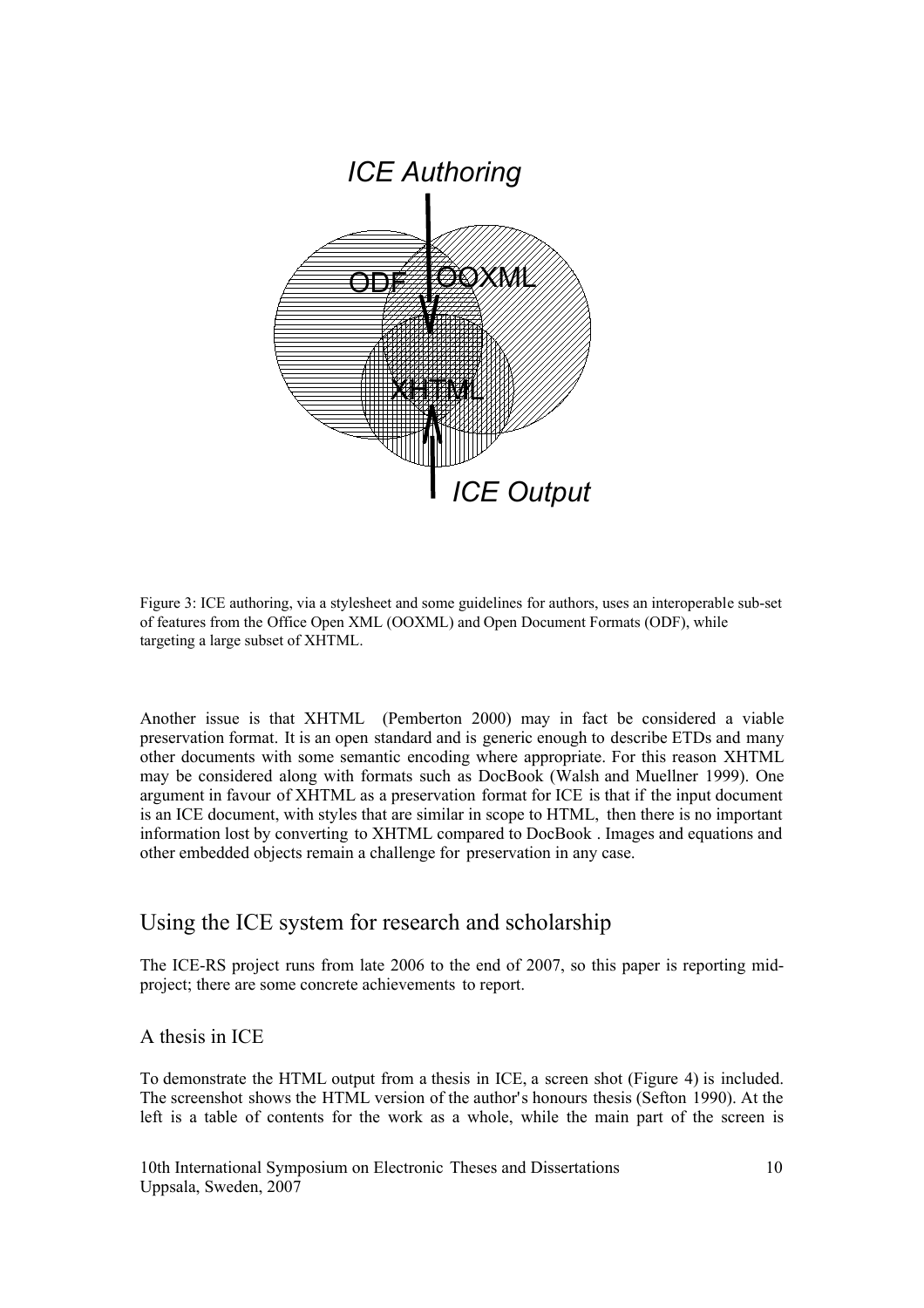ICE Authoring

ODF OOXML

XHTML

ICE Output

Figure 3: ICE authoring, via a stylesheet and some guidelines for authors, uses an interoperable sub-set of features from the Office Open XML (OOXML) and Open Document Formats (ODF), while targeting a large subset of XHTML.

Another issue is that XHTML (Pemberton 2000) may in fact be considered a viable preservation format. It is an open standard and is generic enough to describe ETDs and many other documents with some semantic encoding where appropriate. For this reason XHTML may be considered along with formats such as DocBook (Walsh and Muellner 1999). One argument in favour of XHTML as a preservation format for ICE is that if the input document is an ICE document, with styles that are similar in scope to HTML, then there is no important information lost by converting to XHTML compared to DocBook . Images and equations and other embedded objects remain a challenge for preservation in any case.

## Using the ICE system for research and scholarship

The ICE-RS project runs from late 2006 to the end of 2007, so this paper is reporting mid-project; there are some concrete achievements to report.

### A thesis in ICE

To demonstrate the HTML output from a thesis in ICE, a screen shot (Figure 4) is included. The screenshot shows the HTML version of the author's honours thesis (Sefton 1990). At the left is a table of contents for the work as a whole, while the main part of the screen is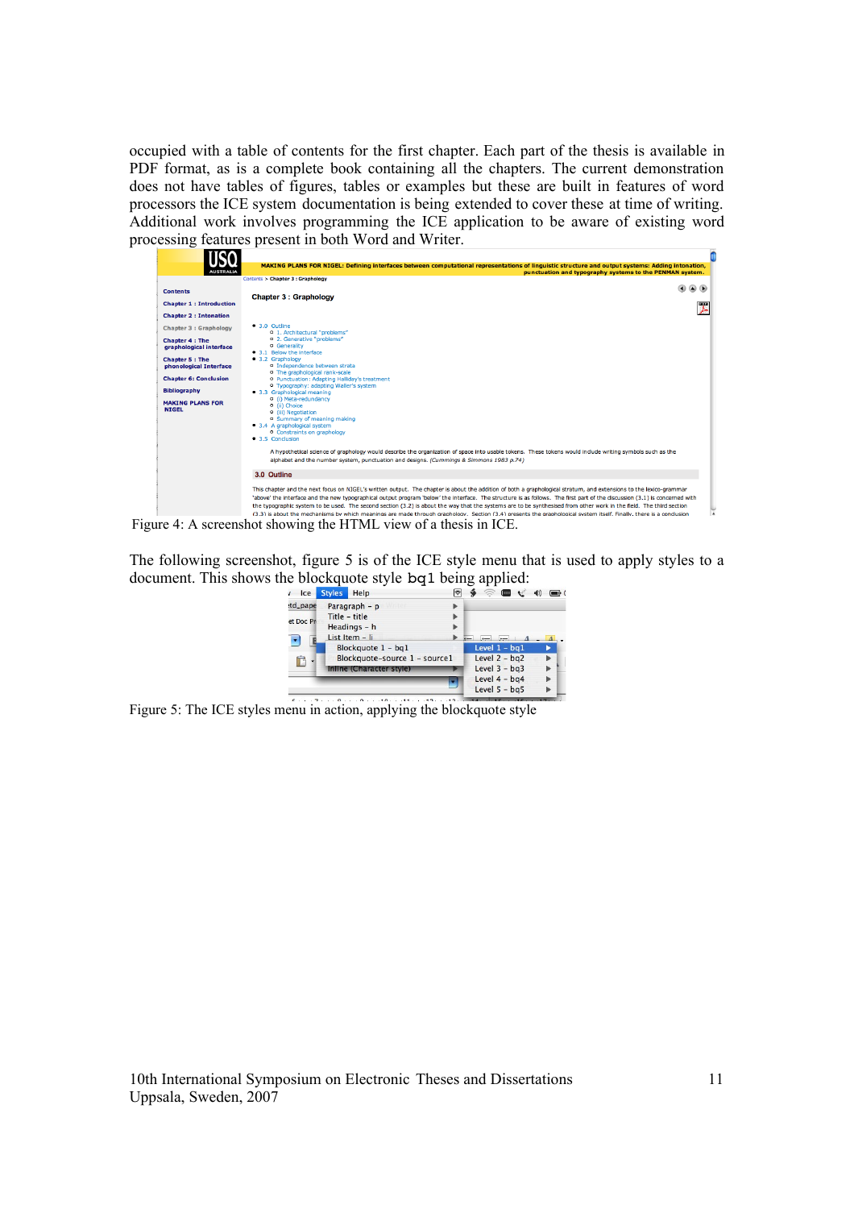occupied with a table of contents for the first chapter. Each part of the thesis is available in PDF format, as is a complete book containing all the chapters. The current demonstration does not have tables of figures, tables or examples but these are built in features of word processors the ICE system documentation is being extended to cover these at time of writing. Additional work involves programming the ICE application to be aware of existing word processing features present in both Word and Writer.

Figure 4: A screenshot showing the HTML view of a thesis in ICE.

The following screenshot, figure 5 is of the ICE style menu that is used to apply styles to a document. This shows the blockquote style `bq1` being applied:

Figure 5: The ICE styles menu in action, applying the blockquote style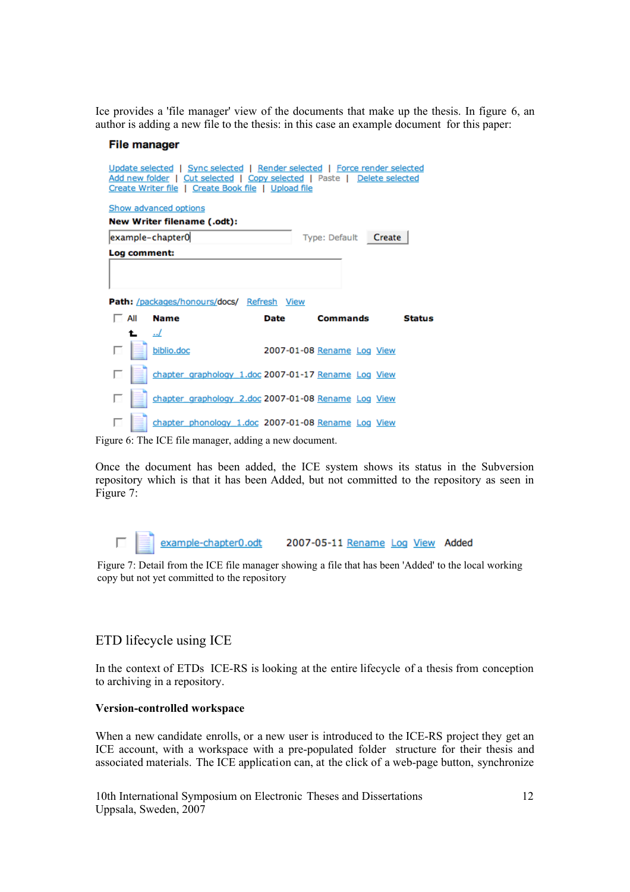Ice provides a 'file manager' view of the documents that make up the thesis. In figure 6, an author is adding a new file to the thesis: in this case an example document for this paper:

**File manager**

Update selected | Sync selected | Render selected | Force render selected
Add new folder | Cut selected | Copy selected | Paste | Delete selected
Create Writer file | Create Book file | Upload file

Show advanced options

**New Writer filename (.odt):**

example-chapter0 Type: Default Create

**Log comment:**

**Path:** /packages/honours/docs/ Refresh View

| All | Name | Date | Commands | Status |
|---|---|---|---|---|
| | ../ | | | |
| | biblio.doc | 2007-01-08 | Rename Log View | |
| | chapter_graphology_1.doc | 2007-01-17 | Rename Log View | |
| | chapter_graphology_2.doc | 2007-01-08 | Rename Log View | |
| | chapter_phonology_1.doc | 2007-01-08 | Rename Log View | |

Figure 6: The ICE file manager, adding a new document.

Once the document has been added, the ICE system shows its status in the Subversion repository which is that it has been Added, but not committed to the repository as seen in Figure 7:

| | | | | |
|---|---|---|---|---|
| | example-chapter0.odt | 2007-05-11 | Rename Log View | Added |

Figure 7: Detail from the ICE file manager showing a file that has been 'Added' to the local working copy but not yet committed to the repository

## ETD lifecycle using ICE

In the context of ETDs ICE-RS is looking at the entire lifecycle of a thesis from conception to archiving in a repository.

**Version-controlled workspace**

When a new candidate enrolls, or a new user is introduced to the ICE-RS project they get an ICE account, with a workspace with a pre-populated folder structure for their thesis and associated materials. The ICE application can, at the click of a web-page button, synchronize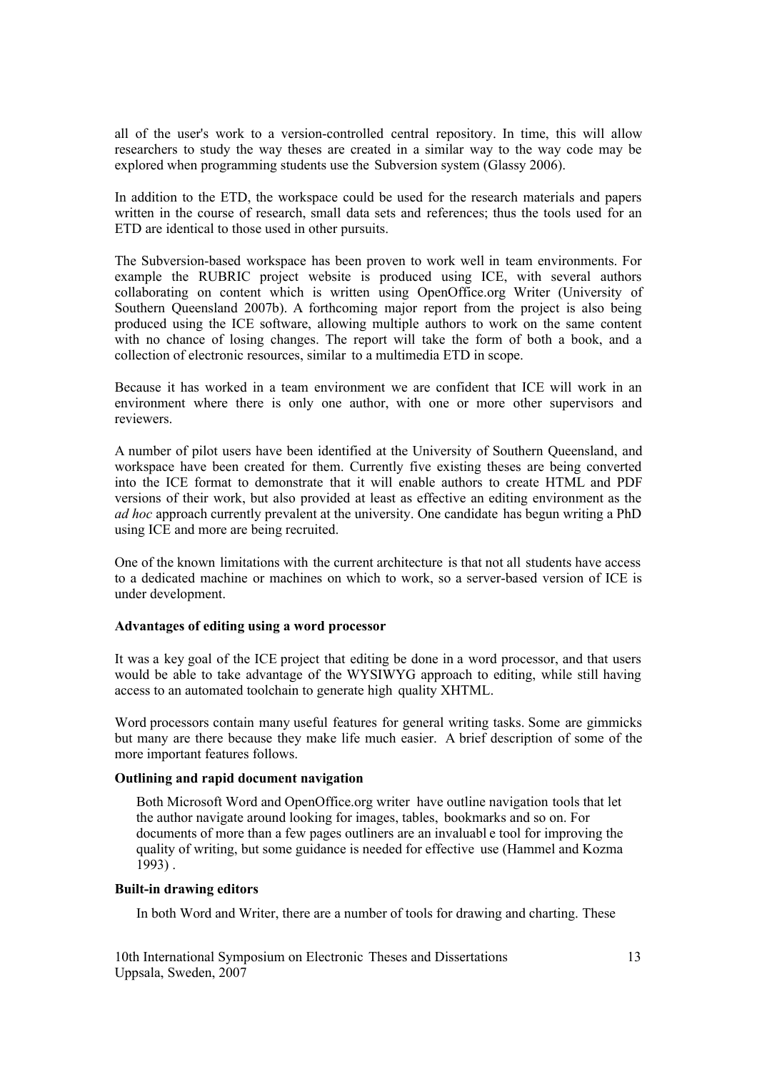all of the user's work to a version-controlled central repository. In time, this will allow researchers to study the way theses are created in a similar way to the way code may be explored when programming students use the Subversion system (Glassy 2006).

In addition to the ETD, the workspace could be used for the research materials and papers written in the course of research, small data sets and references; thus the tools used for an ETD are identical to those used in other pursuits.

The Subversion-based workspace has been proven to work well in team environments. For example the RUBRIC project website is produced using ICE, with several authors collaborating on content which is written using OpenOffice.org Writer (University of Southern Queensland 2007b). A forthcoming major report from the project is also being produced using the ICE software, allowing multiple authors to work on the same content with no chance of losing changes. The report will take the form of both a book, and a collection of electronic resources, similar to a multimedia ETD in scope.

Because it has worked in a team environment we are confident that ICE will work in an environment where there is only one author, with one or more other supervisors and reviewers.

A number of pilot users have been identified at the University of Southern Queensland, and workspace have been created for them. Currently five existing theses are being converted into the ICE format to demonstrate that it will enable authors to create HTML and PDF versions of their work, but also provided at least as effective an editing environment as the *ad hoc* approach currently prevalent at the university. One candidate has begun writing a PhD using ICE and more are being recruited.

One of the known limitations with the current architecture is that not all students have access to a dedicated machine or machines on which to work, so a server-based version of ICE is under development.

**Advantages of editing using a word processor**

It was a key goal of the ICE project that editing be done in a word processor, and that users would be able to take advantage of the WYSIWYG approach to editing, while still having access to an automated toolchain to generate high quality XHTML.

Word processors contain many useful features for general writing tasks. Some are gimmicks but many are there because they make life much easier. A brief description of some of the more important features follows.

**Outlining and rapid document navigation**

Both Microsoft Word and OpenOffice.org writer have outline navigation tools that let the author navigate around looking for images, tables, bookmarks and so on. For documents of more than a few pages outliners are an invaluable tool for improving the quality of writing, but some guidance is needed for effective use (Hammel and Kozma 1993) .

**Built-in drawing editors**

In both Word and Writer, there are a number of tools for drawing and charting. These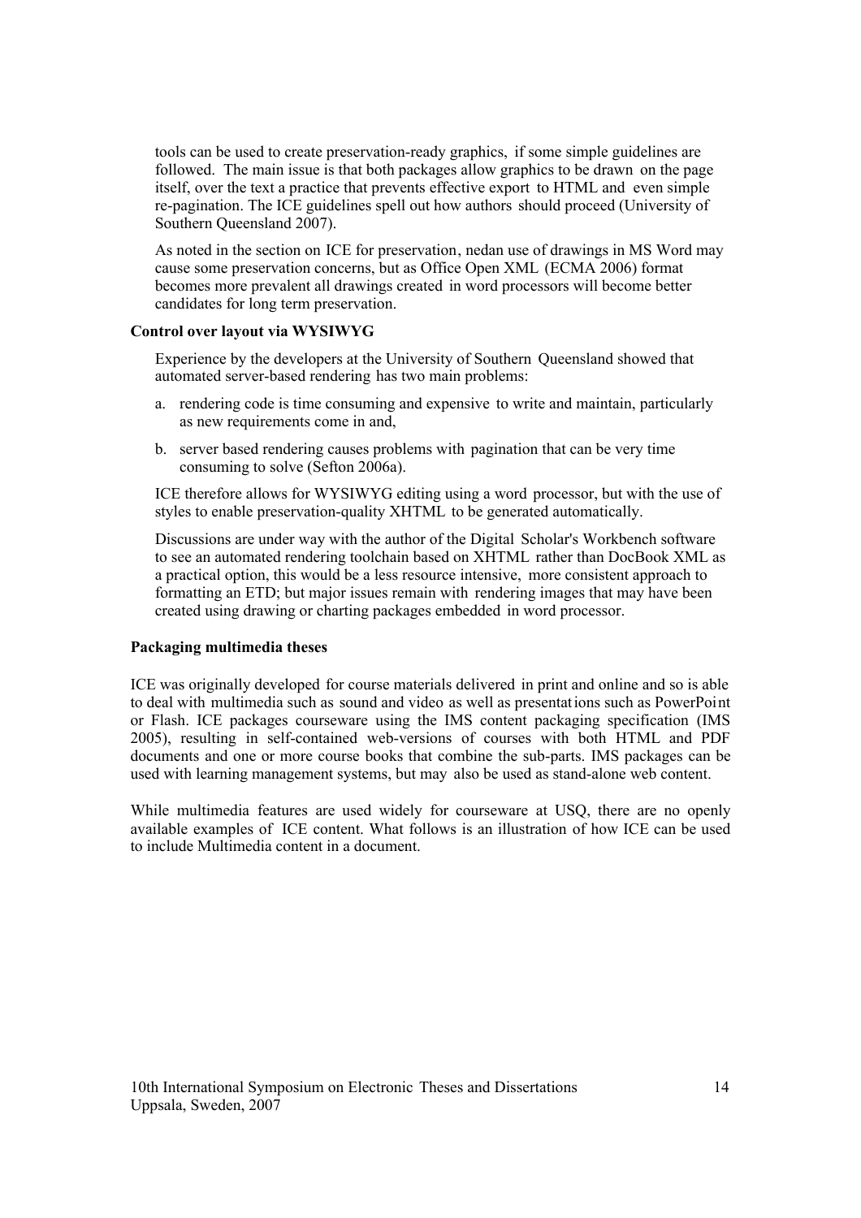tools can be used to create preservation-ready graphics, if some simple guidelines are followed. The main issue is that both packages allow graphics to be drawn on the page itself, over the text a practice that prevents effective export to HTML and even simple re-pagination. The ICE guidelines spell out how authors should proceed (University of Southern Queensland 2007).

As noted in the section on ICE for preservation, nedan use of drawings in MS Word may cause some preservation concerns, but as Office Open XML (ECMA 2006) format becomes more prevalent all drawings created in word processors will become better candidates for long term preservation.

**Control over layout via WYSIWYG**

Experience by the developers at the University of Southern Queensland showed that automated server-based rendering has two main problems:

a. rendering code is time consuming and expensive to write and maintain, particularly as new requirements come in and,

b. server based rendering causes problems with pagination that can be very time consuming to solve (Sefton 2006a).

ICE therefore allows for WYSIWYG editing using a word processor, but with the use of styles to enable preservation-quality XHTML to be generated automatically.

Discussions are under way with the author of the Digital Scholar's Workbench software to see an automated rendering toolchain based on XHTML rather than DocBook XML as a practical option, this would be a less resource intensive, more consistent approach to formatting an ETD; but major issues remain with rendering images that may have been created using drawing or charting packages embedded in word processor.

**Packaging multimedia theses**

ICE was originally developed for course materials delivered in print and online and so is able to deal with multimedia such as sound and video as well as presentations such as PowerPoint or Flash. ICE packages courseware using the IMS content packaging specification (IMS 2005), resulting in self-contained web-versions of courses with both HTML and PDF documents and one or more course books that combine the sub-parts. IMS packages can be used with learning management systems, but may also be used as stand-alone web content.

While multimedia features are used widely for courseware at USQ, there are no openly available examples of ICE content. What follows is an illustration of how ICE can be used to include Multimedia content in a document.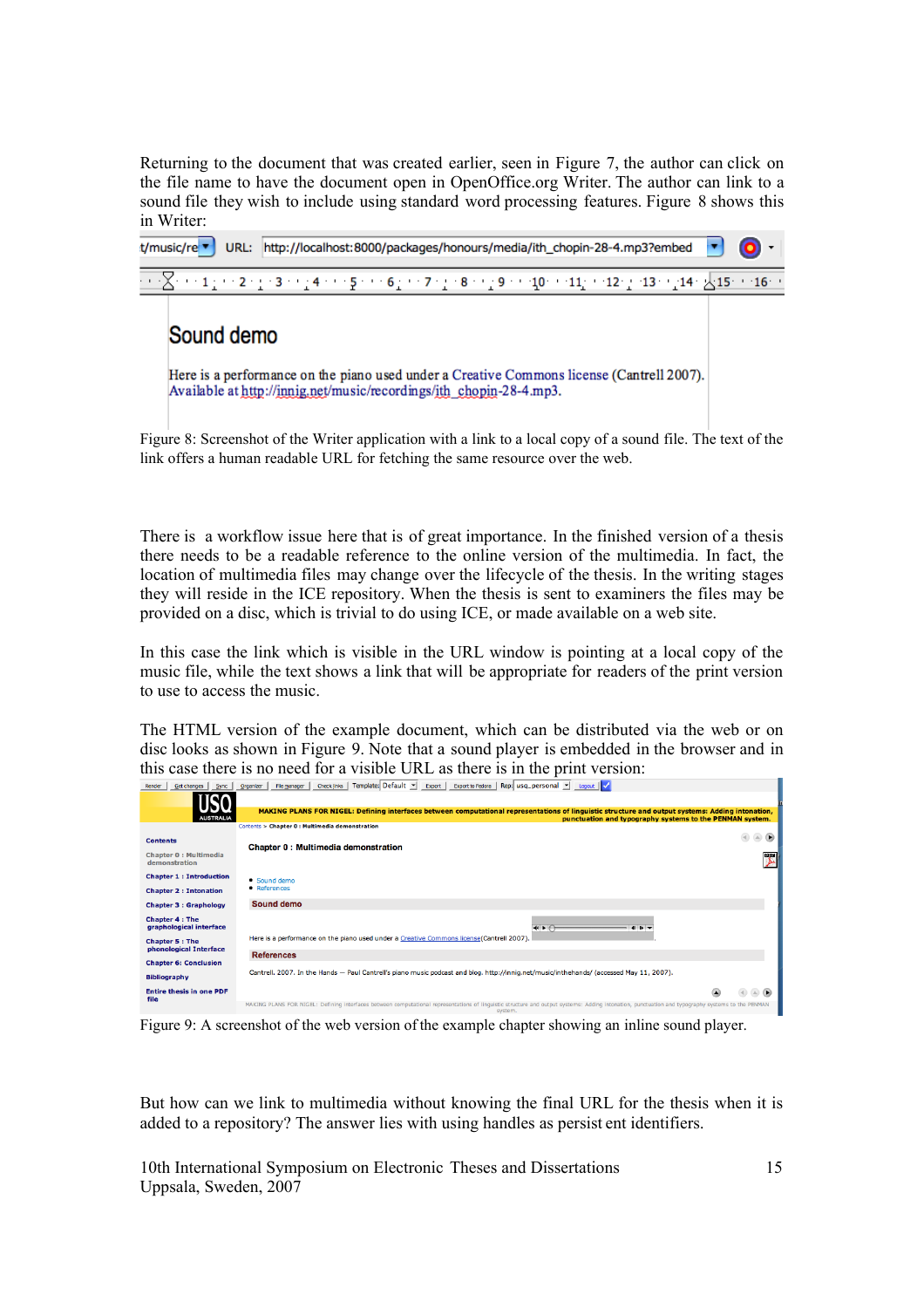Returning to the document that was created earlier, seen in Figure 7, the author can click on the file name to have the document open in OpenOffice.org Writer. The author can link to a sound file they wish to include using standard word processing features. Figure 8 shows this in Writer:

Figure 8: Screenshot of the Writer application with a link to a local copy of a sound file. The text of the link offers a human readable URL for fetching the same resource over the web.

There is a workflow issue here that is of great importance. In the finished version of a thesis there needs to be a readable reference to the online version of the multimedia. In fact, the location of multimedia files may change over the lifecycle of the thesis. In the writing stages they will reside in the ICE repository. When the thesis is sent to examiners the files may be provided on a disc, which is trivial to do using ICE, or made available on a web site.

In this case the link which is visible in the URL window is pointing at a local copy of the music file, while the text shows a link that will be appropriate for readers of the print version to use to access the music.

The HTML version of the example document, which can be distributed via the web or on disc looks as shown in Figure 9. Note that a sound player is embedded in the browser and in this case there is no need for a visible URL as there is in the print version:

Figure 9: A screenshot of the web version of the example chapter showing an inline sound player.

But how can we link to multimedia without knowing the final URL for the thesis when it is added to a repository? The answer lies with using handles as persistent identifiers.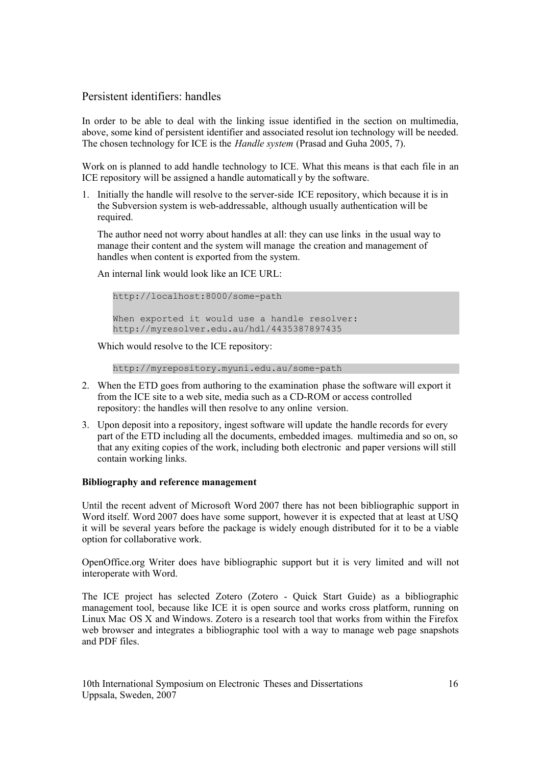## Persistent identifiers: handles

In order to be able to deal with the linking issue identified in the section on multimedia, above, some kind of persistent identifier and associated resolut ion technology will be needed. The chosen technology for ICE is the *Handle system* (Prasad and Guha 2005, 7).

Work on is planned to add handle technology to ICE. What this means is that each file in an ICE repository will be assigned a handle automaticall y by the software.

1. Initially the handle will resolve to the server-side ICE repository, which because it is in the Subversion system is web-addressable, although usually authentication will be required.

   The author need not worry about handles at all: they can use links in the usual way to manage their content and the system will manage the creation and management of handles when content is exported from the system.

   An internal link would look like an ICE URL:

   ```
   http://localhost:8000/some-path

   When exported it would use a handle resolver:
   http://myresolver.edu.au/hdl/4435387897435
   ```

   Which would resolve to the ICE repository:

   ```
   http://myrepository.myuni.edu.au/some-path
   ```

2. When the ETD goes from authoring to the examination phase the software will export it from the ICE site to a web site, media such as a CD-ROM or access controlled repository: the handles will then resolve to any online version.

3. Upon deposit into a repository, ingest software will update the handle records for every part of the ETD including all the documents, embedded images. multimedia and so on, so that any exiting copies of the work, including both electronic and paper versions will still contain working links.

**Bibliography and reference management**

Until the recent advent of Microsoft Word 2007 there has not been bibliographic support in Word itself. Word 2007 does have some support, however it is expected that at least at USQ it will be several years before the package is widely enough distributed for it to be a viable option for collaborative work.

OpenOffice.org Writer does have bibliographic support but it is very limited and will not interoperate with Word.

The ICE project has selected Zotero (Zotero - Quick Start Guide) as a bibliographic management tool, because like ICE it is open source and works cross platform, running on Linux Mac OS X and Windows. Zotero is a research tool that works from within the Firefox web browser and integrates a bibliographic tool with a way to manage web page snapshots and PDF files.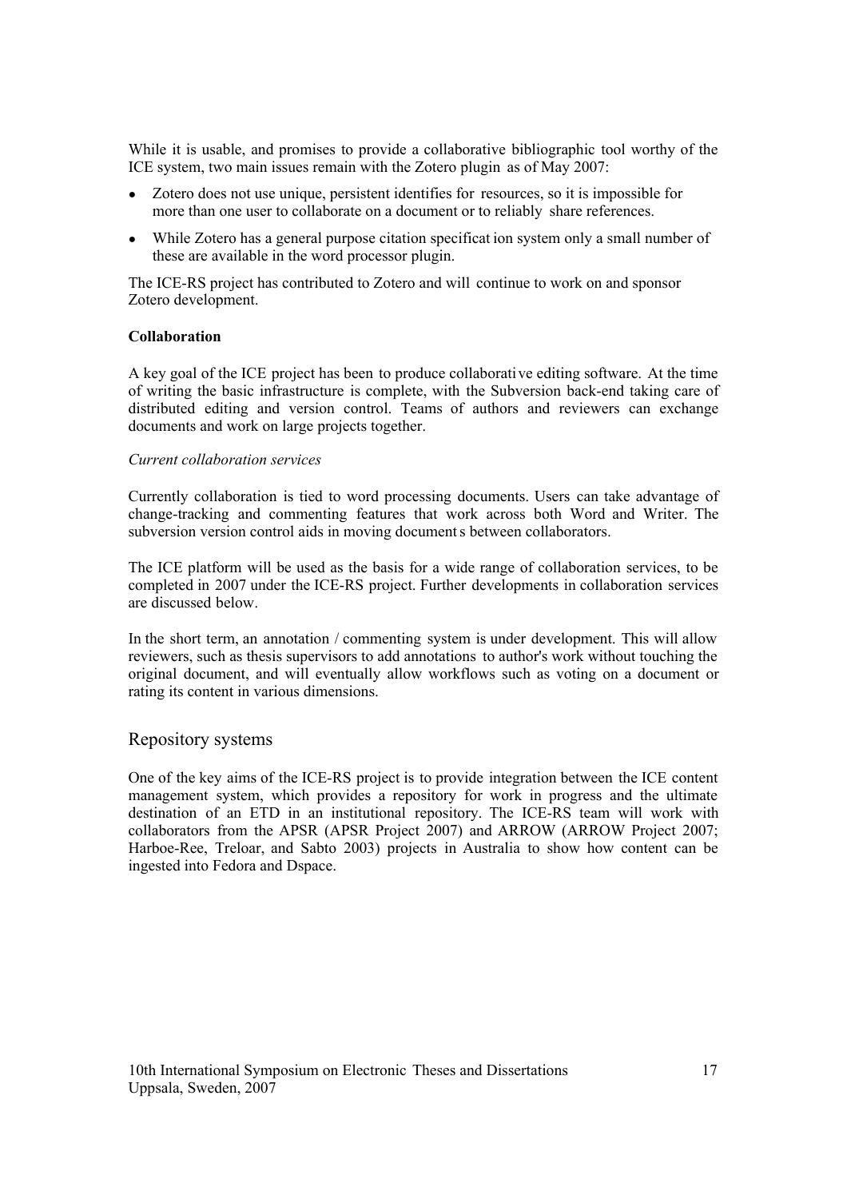While it is usable, and promises to provide a collaborative bibliographic tool worthy of the ICE system, two main issues remain with the Zotero plugin as of May 2007:

- Zotero does not use unique, persistent identifies for resources, so it is impossible for more than one user to collaborate on a document or to reliably share references.
- While Zotero has a general purpose citation specification system only a small number of these are available in the word processor plugin.

The ICE-RS project has contributed to Zotero and will continue to work on and sponsor Zotero development.

**Collaboration**

A key goal of the ICE project has been to produce collaborative editing software. At the time of writing the basic infrastructure is complete, with the Subversion back-end taking care of distributed editing and version control. Teams of authors and reviewers can exchange documents and work on large projects together.

*Current collaboration services*

Currently collaboration is tied to word processing documents. Users can take advantage of change-tracking and commenting features that work across both Word and Writer. The subversion version control aids in moving documents between collaborators.

The ICE platform will be used as the basis for a wide range of collaboration services, to be completed in 2007 under the ICE-RS project. Further developments in collaboration services are discussed below.

In the short term, an annotation / commenting system is under development. This will allow reviewers, such as thesis supervisors to add annotations to author's work without touching the original document, and will eventually allow workflows such as voting on a document or rating its content in various dimensions.

## Repository systems

One of the key aims of the ICE-RS project is to provide integration between the ICE content management system, which provides a repository for work in progress and the ultimate destination of an ETD in an institutional repository. The ICE-RS team will work with collaborators from the APSR (APSR Project 2007) and ARROW (ARROW Project 2007; Harboe-Ree, Treloar, and Sabto 2003) projects in Australia to show how content can be ingested into Fedora and Dspace.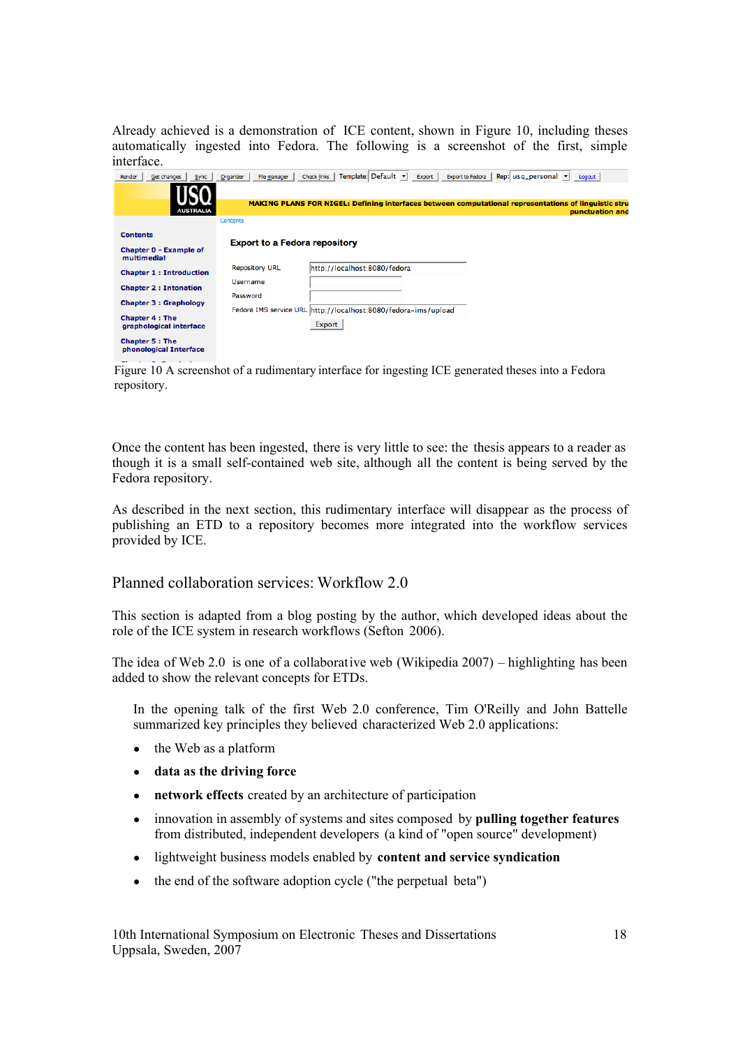Already achieved is a demonstration of ICE content, shown in Figure 10, including theses automatically ingested into Fedora. The following is a screenshot of the first, simple interface.

Figure 10 A screenshot of a rudimentary interface for ingesting ICE generated theses into a Fedora repository.

Once the content has been ingested, there is very little to see: the thesis appears to a reader as though it is a small self-contained web site, although all the content is being served by the Fedora repository.

As described in the next section, this rudimentary interface will disappear as the process of publishing an ETD to a repository becomes more integrated into the workflow services provided by ICE.

## Planned collaboration services: Workflow 2.0

This section is adapted from a blog posting by the author, which developed ideas about the role of the ICE system in research workflows (Sefton 2006).

The idea of Web 2.0 is one of a collaborative web (Wikipedia 2007) – highlighting has been added to show the relevant concepts for ETDs.

> In the opening talk of the first Web 2.0 conference, Tim O'Reilly and John Battelle summarized key principles they believed characterized Web 2.0 applications:
>
> - the Web as a platform
> - **data as the driving force**
> - **network effects** created by an architecture of participation
> - innovation in assembly of systems and sites composed by **pulling together features** from distributed, independent developers (a kind of "open source" development)
> - lightweight business models enabled by **content and service syndication**
> - the end of the software adoption cycle ("the perpetual beta")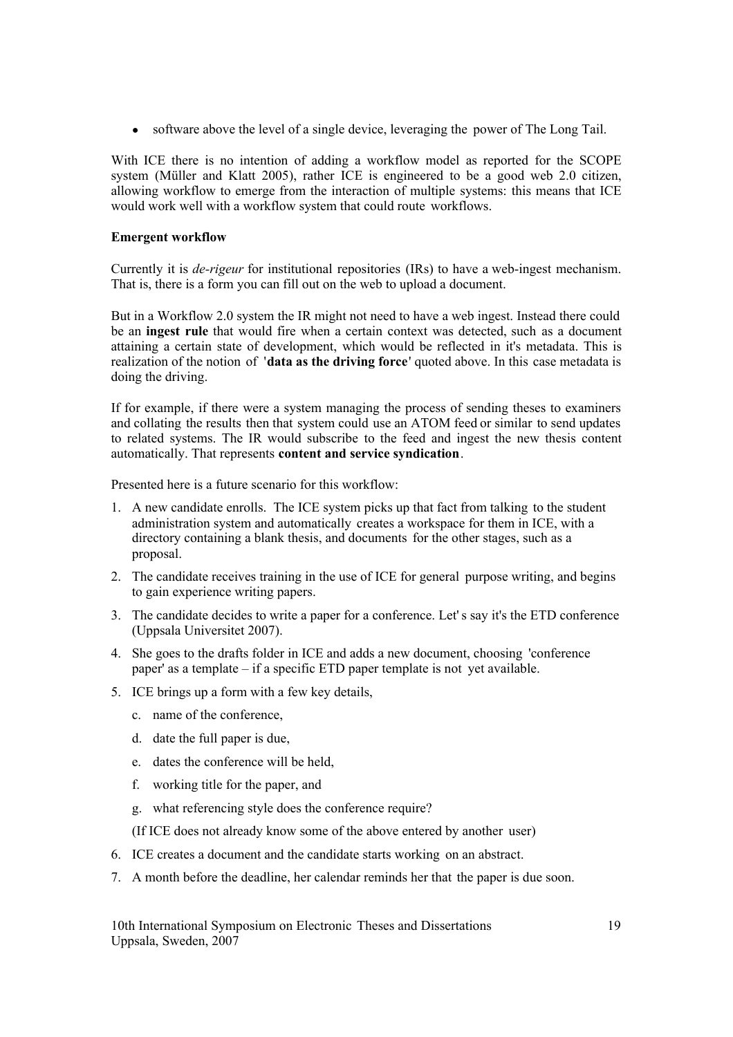- software above the level of a single device, leveraging the power of The Long Tail.

With ICE there is no intention of adding a workflow model as reported for the SCOPE system (Müller and Klatt 2005), rather ICE is engineered to be a good web 2.0 citizen, allowing workflow to emerge from the interaction of multiple systems: this means that ICE would work well with a workflow system that could route workflows.

**Emergent workflow**

Currently it is *de-rigeur* for institutional repositories (IRs) to have a web-ingest mechanism. That is, there is a form you can fill out on the web to upload a document.

But in a Workflow 2.0 system the IR might not need to have a web ingest. Instead there could be an **ingest rule** that would fire when a certain context was detected, such as a document attaining a certain state of development, which would be reflected in it's metadata. This is realization of the notion of '**data as the driving force**' quoted above. In this case metadata is doing the driving.

If for example, if there were a system managing the process of sending theses to examiners and collating the results then that system could use an ATOM feed or similar to send updates to related systems. The IR would subscribe to the feed and ingest the new thesis content automatically. That represents **content and service syndication**.

Presented here is a future scenario for this workflow:

1. A new candidate enrolls. The ICE system picks up that fact from talking to the student administration system and automatically creates a workspace for them in ICE, with a directory containing a blank thesis, and documents for the other stages, such as a proposal.
2. The candidate receives training in the use of ICE for general purpose writing, and begins to gain experience writing papers.
3. The candidate decides to write a paper for a conference. Let' s say it's the ETD conference (Uppsala Universitet 2007).
4. She goes to the drafts folder in ICE and adds a new document, choosing 'conference paper' as a template – if a specific ETD paper template is not yet available.
5. ICE brings up a form with a few key details,
    c. name of the conference,
    d. date the full paper is due,
    e. dates the conference will be held,
    f. working title for the paper, and
    g. what referencing style does the conference require?

    (If ICE does not already know some of the above entered by another user)
6. ICE creates a document and the candidate starts working on an abstract.
7. A month before the deadline, her calendar reminds her that the paper is due soon.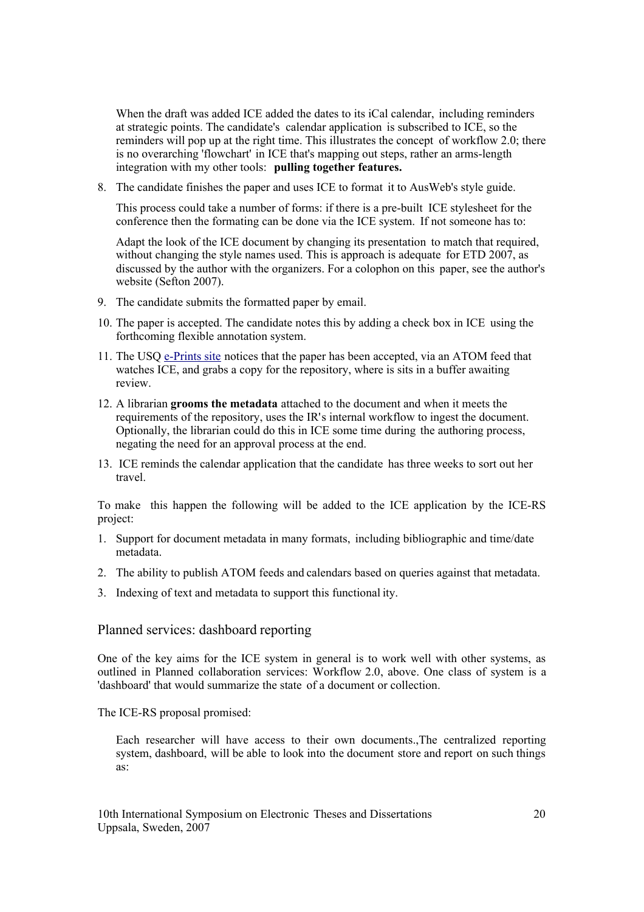When the draft was added ICE added the dates to its iCal calendar, including reminders at strategic points. The candidate's calendar application is subscribed to ICE, so the reminders will pop up at the right time. This illustrates the concept of workflow 2.0; there is no overarching 'flowchart' in ICE that's mapping out steps, rather an arms-length integration with my other tools: **pulling together features.**

8. The candidate finishes the paper and uses ICE to format it to AusWeb's style guide.

   This process could take a number of forms: if there is a pre-built ICE stylesheet for the conference then the formating can be done via the ICE system. If not someone has to:

   Adapt the look of the ICE document by changing its presentation to match that required, without changing the style names used. This is approach is adequate for ETD 2007, as discussed by the author with the organizers. For a colophon on this paper, see the author's website (Sefton 2007).

9. The candidate submits the formatted paper by email.

10. The paper is accepted. The candidate notes this by adding a check box in ICE using the forthcoming flexible annotation system.

11. The USQ e-Prints site notices that the paper has been accepted, via an ATOM feed that watches ICE, and grabs a copy for the repository, where is sits in a buffer awaiting review.

12. A librarian **grooms the metadata** attached to the document and when it meets the requirements of the repository, uses the IR's internal workflow to ingest the document. Optionally, the librarian could do this in ICE some time during the authoring process, negating the need for an approval process at the end.

13. ICE reminds the calendar application that the candidate has three weeks to sort out her travel.

To make this happen the following will be added to the ICE application by the ICE-RS project:

1. Support for document metadata in many formats, including bibliographic and time/date metadata.
2. The ability to publish ATOM feeds and calendars based on queries against that metadata.
3. Indexing of text and metadata to support this functional ity.

## Planned services: dashboard reporting

One of the key aims for the ICE system in general is to work well with other systems, as outlined in Planned collaboration services: Workflow 2.0, above. One class of system is a 'dashboard' that would summarize the state of a document or collection.

The ICE-RS proposal promised:

> Each researcher will have access to their own documents.,The centralized reporting system, dashboard, will be able to look into the document store and report on such things as: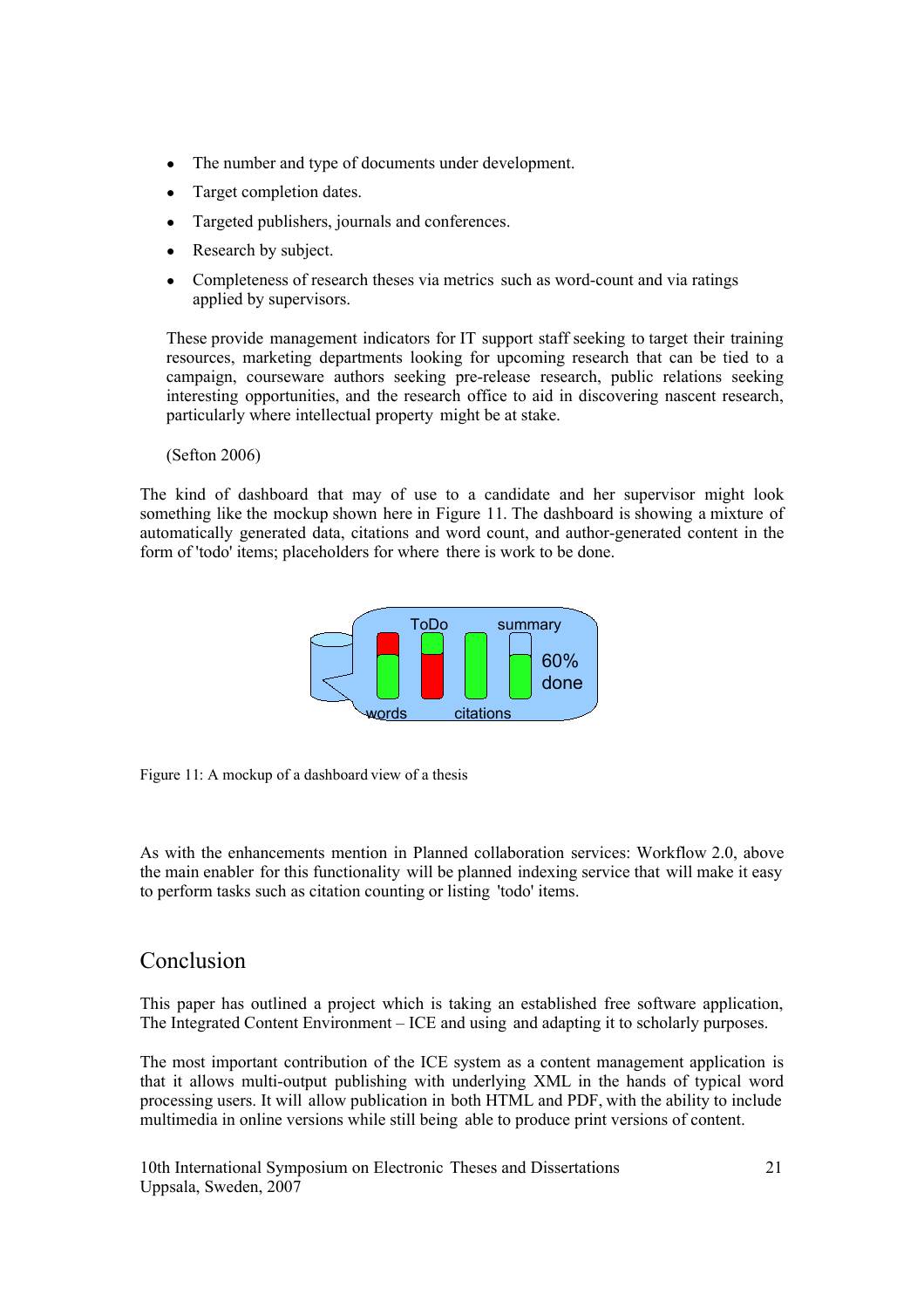- The number and type of documents under development.
- Target completion dates.
- Targeted publishers, journals and conferences.
- Research by subject.
- Completeness of research theses via metrics such as word-count and via ratings applied by supervisors.

> These provide management indicators for IT support staff seeking to target their training resources, marketing departments looking for upcoming research that can be tied to a campaign, courseware authors seeking pre-release research, public relations seeking interesting opportunities, and the research office to aid in discovering nascent research, particularly where intellectual property might be at stake.
>
> (Sefton 2006)

The kind of dashboard that may of use to a candidate and her supervisor might look something like the mockup shown here in Figure 11. The dashboard is showing a mixture of automatically generated data, citations and word count, and author-generated content in the form of 'todo' items; placeholders for where there is work to be done.

Figure 11: A mockup of a dashboard view of a thesis

As with the enhancements mention in Planned collaboration services: Workflow 2.0, above the main enabler for this functionality will be planned indexing service that will make it easy to perform tasks such as citation counting or listing 'todo' items.

## Conclusion

This paper has outlined a project which is taking an established free software application, The Integrated Content Environment – ICE and using and adapting it to scholarly purposes.

The most important contribution of the ICE system as a content management application is that it allows multi-output publishing with underlying XML in the hands of typical word processing users. It will allow publication in both HTML and PDF, with the ability to include multimedia in online versions while still being able to produce print versions of content.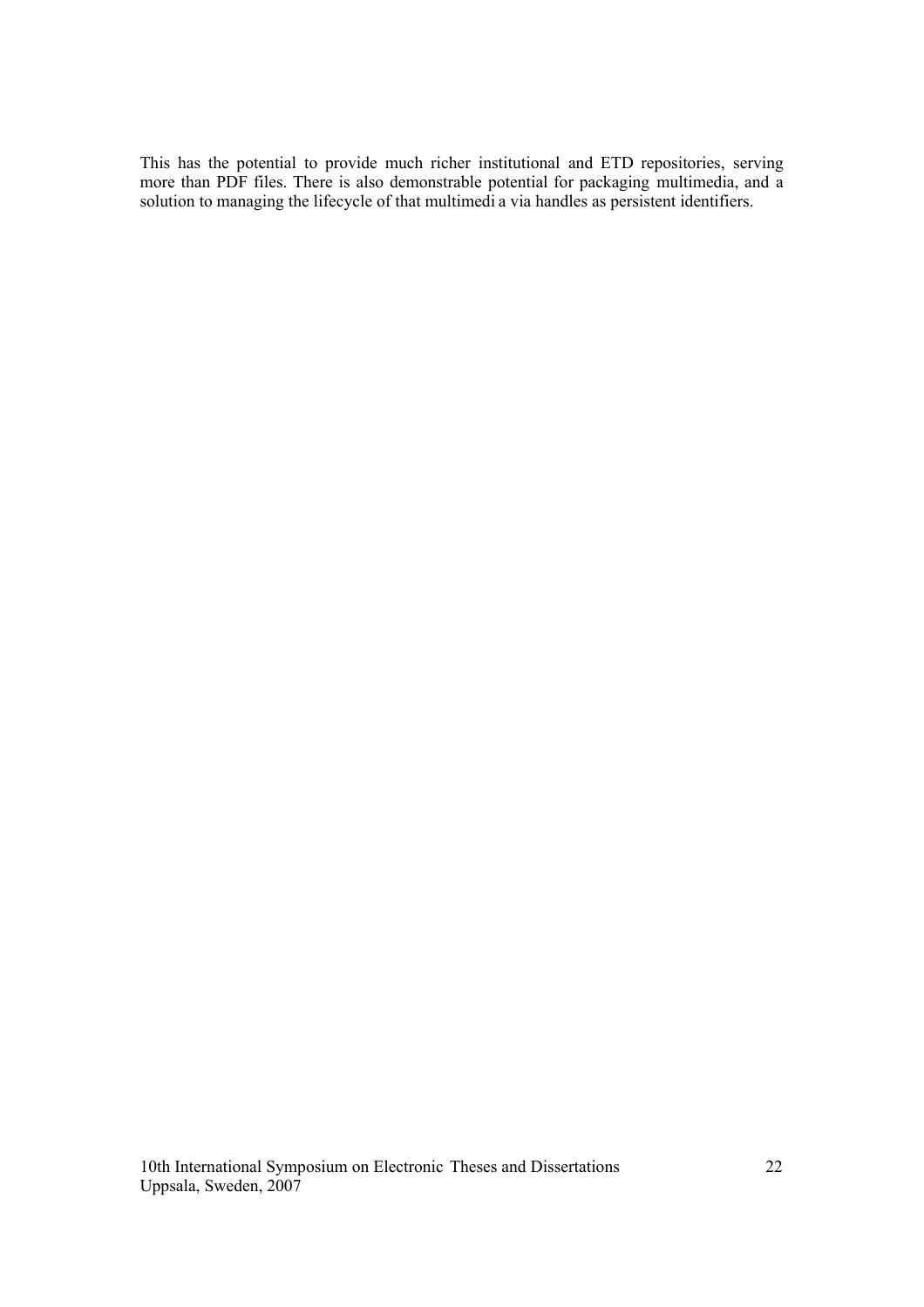This has the potential to provide much richer institutional and ETD repositories, serving more than PDF files. There is also demonstrable potential for packaging multimedia, and a solution to managing the lifecycle of that multimedi a via handles as persistent identifiers.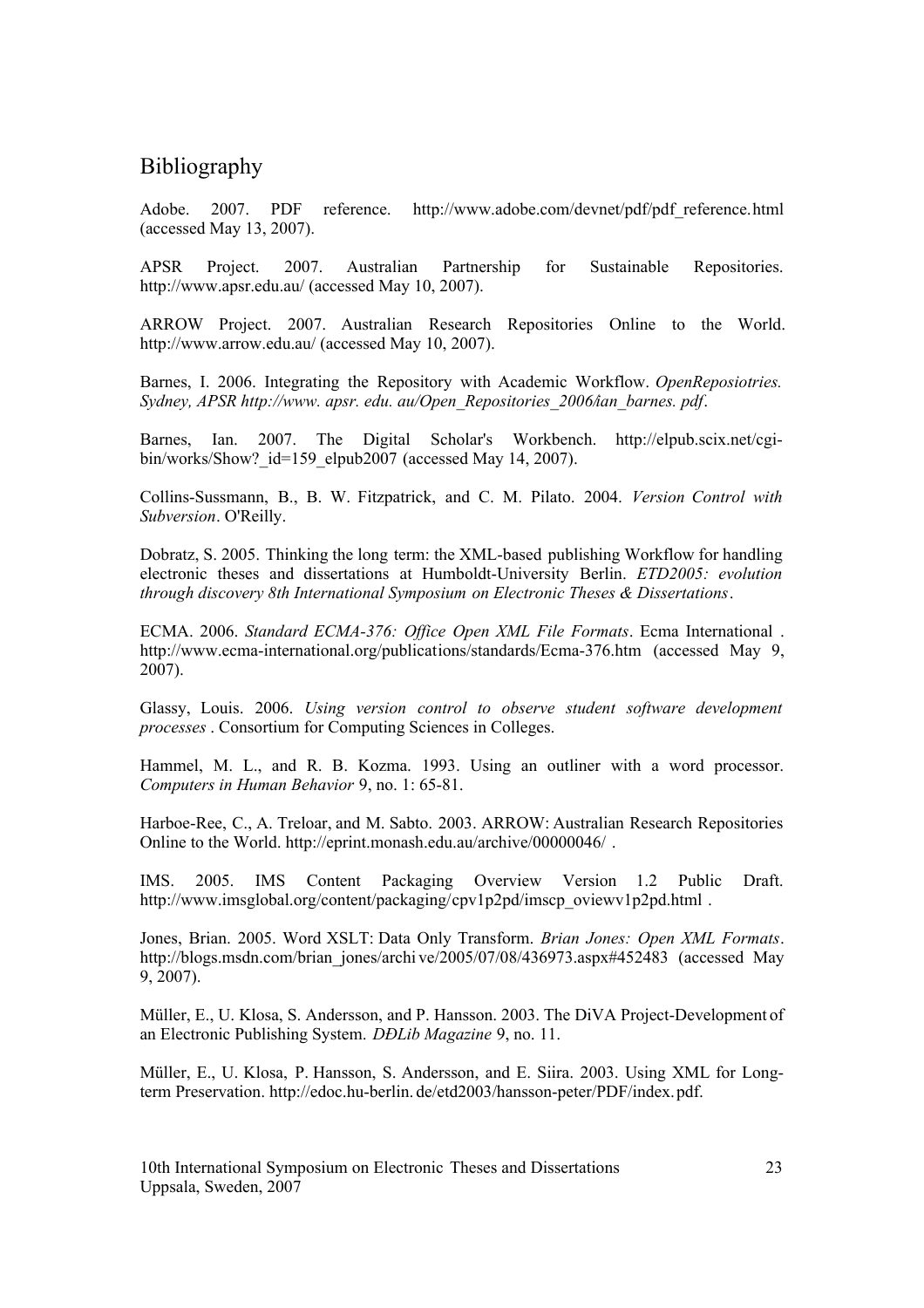## Bibliography

Adobe. 2007. PDF reference. http://www.adobe.com/devnet/pdf/pdf_reference.html (accessed May 13, 2007).

APSR Project. 2007. Australian Partnership for Sustainable Repositories. http://www.apsr.edu.au/ (accessed May 10, 2007).

ARROW Project. 2007. Australian Research Repositories Online to the World. http://www.arrow.edu.au/ (accessed May 10, 2007).

Barnes, I. 2006. Integrating the Repository with Academic Workflow. *OpenReposiotries. Sydney, APSR http://www. apsr. edu. au/Open_Repositories_2006/ian_barnes. pdf*.

Barnes, Ian. 2007. The Digital Scholar's Workbench. http://elpub.scix.net/cgi-bin/works/Show?_id=159_elpub2007 (accessed May 14, 2007).

Collins-Sussmann, B., B. W. Fitzpatrick, and C. M. Pilato. 2004. *Version Control with Subversion*. O'Reilly.

Dobratz, S. 2005. Thinking the long term: the XML-based publishing Workflow for handling electronic theses and dissertations at Humboldt-University Berlin. *ETD2005: evolution through discovery 8th International Symposium on Electronic Theses & Dissertations*.

ECMA. 2006. *Standard ECMA-376: Office Open XML File Formats*. Ecma International . http://www.ecma-international.org/publications/standards/Ecma-376.htm (accessed May 9, 2007).

Glassy, Louis. 2006. *Using version control to observe student software development processes* . Consortium for Computing Sciences in Colleges.

Hammel, M. L., and R. B. Kozma. 1993. Using an outliner with a word processor. *Computers in Human Behavior* 9, no. 1: 65-81.

Harboe-Ree, C., A. Treloar, and M. Sabto. 2003. ARROW: Australian Research Repositories Online to the World. http://eprint.monash.edu.au/archive/00000046/ .

IMS. 2005. IMS Content Packaging Overview Version 1.2 Public Draft. http://www.imsglobal.org/content/packaging/cpv1p2pd/imscp_oviewv1p2pd.html .

Jones, Brian. 2005. Word XSLT: Data Only Transform. *Brian Jones: Open XML Formats*. http://blogs.msdn.com/brian_jones/archi ve/2005/07/08/436973.aspx#452483 (accessed May 9, 2007).

Müller, E., U. Klosa, S. Andersson, and P. Hansson. 2003. The DiVA Project-Development of an Electronic Publishing System. *DĐLib Magazine* 9, no. 11.

Müller, E., U. Klosa, P. Hansson, S. Andersson, and E. Siira. 2003. Using XML for Long-term Preservation. http://edoc.hu-berlin. de/etd2003/hansson-peter/PDF/index. pdf.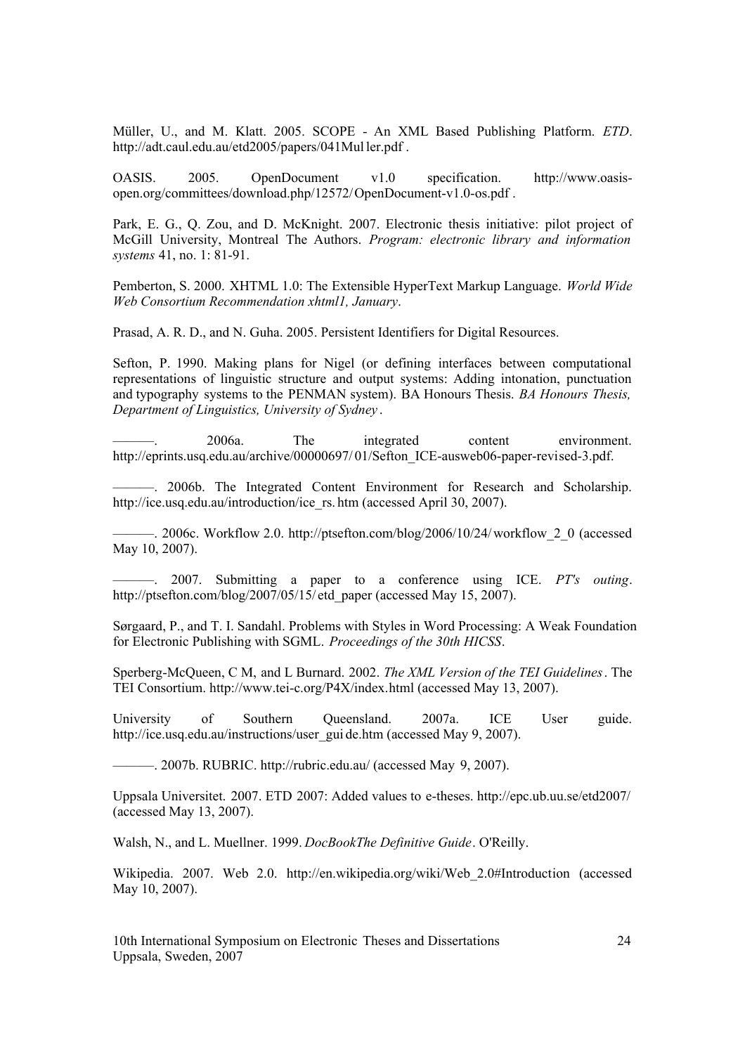Müller, U., and M. Klatt. 2005. SCOPE - An XML Based Publishing Platform. *ETD*. http://adt.caul.edu.au/etd2005/papers/041Muller.pdf .

OASIS. 2005. OpenDocument v1.0 specification. http://www.oasis-open.org/committees/download.php/12572/OpenDocument-v1.0-os.pdf .

Park, E. G., Q. Zou, and D. McKnight. 2007. Electronic thesis initiative: pilot project of McGill University, Montreal The Authors. *Program: electronic library and information systems* 41, no. 1: 81-91.

Pemberton, S. 2000. XHTML 1.0: The Extensible HyperText Markup Language. *World Wide Web Consortium Recommendation xhtml1, January*.

Prasad, A. R. D., and N. Guha. 2005. Persistent Identifiers for Digital Resources.

Sefton, P. 1990. Making plans for Nigel (or defining interfaces between computational representations of linguistic structure and output systems: Adding intonation, punctuation and typography systems to the PENMAN system). BA Honours Thesis. *BA Honours Thesis, Department of Linguistics, University of Sydney*.

———. 2006a. The integrated content environment. http://eprints.usq.edu.au/archive/00000697/01/Sefton_ICE-ausweb06-paper-revised-3.pdf.

———. 2006b. The Integrated Content Environment for Research and Scholarship. http://ice.usq.edu.au/introduction/ice_rs.htm (accessed April 30, 2007).

———. 2006c. Workflow 2.0. http://ptsefton.com/blog/2006/10/24/workflow_2_0 (accessed May 10, 2007).

———. 2007. Submitting a paper to a conference using ICE. *PT's outing*. http://ptsefton.com/blog/2007/05/15/etd_paper (accessed May 15, 2007).

Sørgaard, P., and T. I. Sandahl. Problems with Styles in Word Processing: A Weak Foundation for Electronic Publishing with SGML. *Proceedings of the 30th HICSS*.

Sperberg-McQueen, C M, and L Burnard. 2002. *The XML Version of the TEI Guidelines*. The TEI Consortium. http://www.tei-c.org/P4X/index.html (accessed May 13, 2007).

University of Southern Queensland. 2007a. ICE User guide. http://ice.usq.edu.au/instructions/user_guide.htm (accessed May 9, 2007).

———. 2007b. RUBRIC. http://rubric.edu.au/ (accessed May 9, 2007).

Uppsala Universitet. 2007. ETD 2007: Added values to e-theses. http://epc.ub.uu.se/etd2007/ (accessed May 13, 2007).

Walsh, N., and L. Muellner. 1999. *DocBookThe Definitive Guide*. O'Reilly.

Wikipedia. 2007. Web 2.0. http://en.wikipedia.org/wiki/Web_2.0#Introduction (accessed May 10, 2007).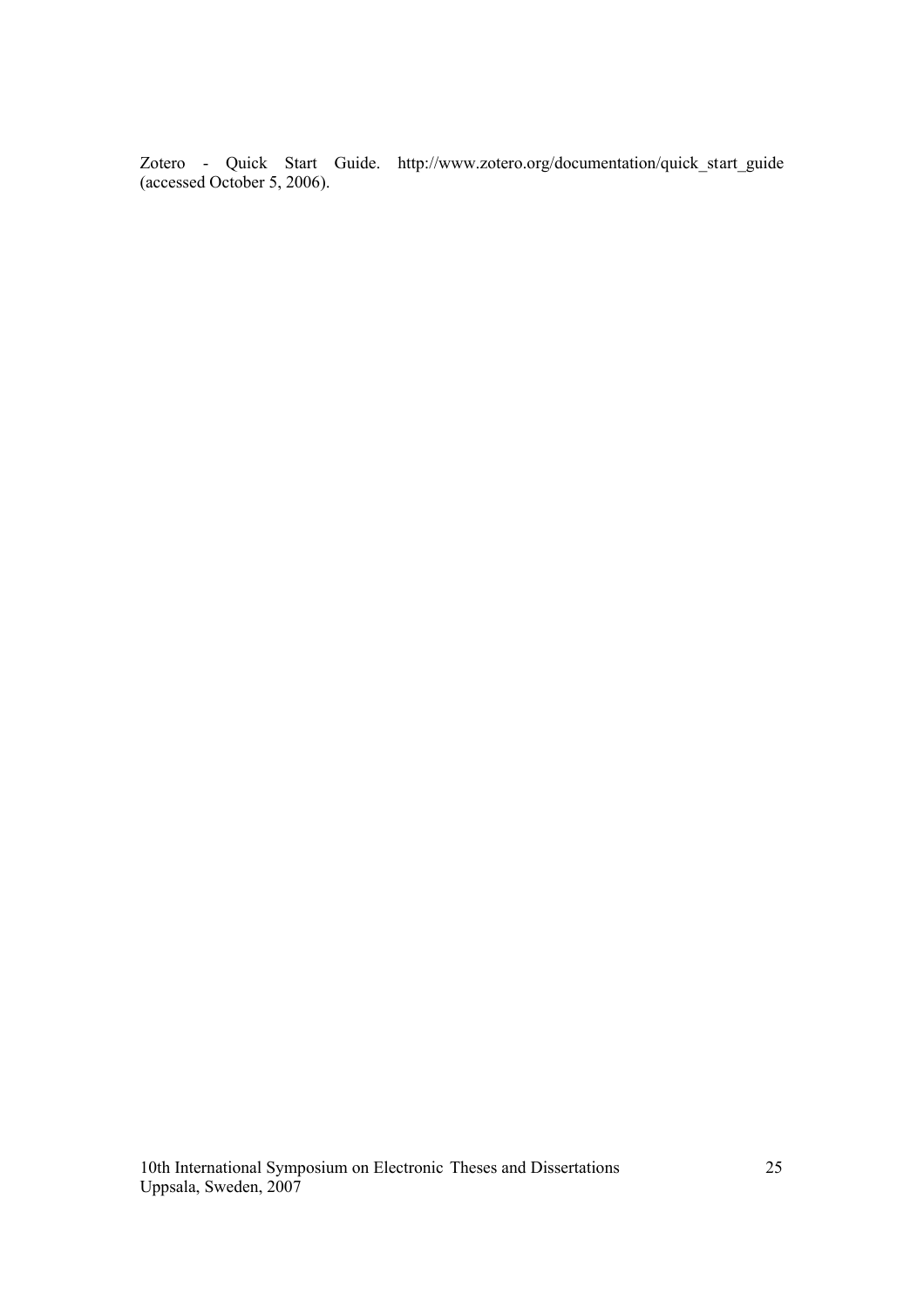Zotero - Quick Start Guide. http://www.zotero.org/documentation/quick_start_guide (accessed October 5, 2006).